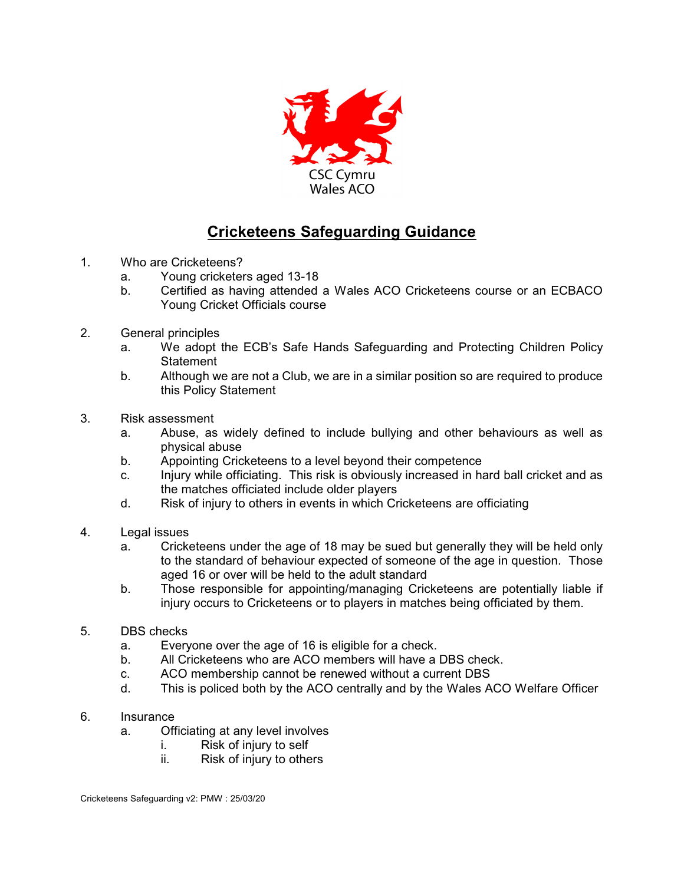CSC Cymru
Wales ACO

# Cricketeens Safeguarding Guidance

1. Who are Cricketeens?
   a. Young cricketers aged 13-18
   b. Certified as having attended a Wales ACO Cricketeens course or an ECBACO Young Cricket Officials course

2. General principles
   a. We adopt the ECB's Safe Hands Safeguarding and Protecting Children Policy Statement
   b. Although we are not a Club, we are in a similar position so are required to produce this Policy Statement

3. Risk assessment
   a. Abuse, as widely defined to include bullying and other behaviours as well as physical abuse
   b. Appointing Cricketeens to a level beyond their competence
   c. Injury while officiating. This risk is obviously increased in hard ball cricket and as the matches officiated include older players
   d. Risk of injury to others in events in which Cricketeens are officiating

4. Legal issues
   a. Cricketeens under the age of 18 may be sued but generally they will be held only to the standard of behaviour expected of someone of the age in question. Those aged 16 or over will be held to the adult standard
   b. Those responsible for appointing/managing Cricketeens are potentially liable if injury occurs to Cricketeens or to players in matches being officiated by them.

5. DBS checks
   a. Everyone over the age of 16 is eligible for a check.
   b. All Cricketeens who are ACO members will have a DBS check.
   c. ACO membership cannot be renewed without a current DBS
   d. This is policed both by the ACO centrally and by the Wales ACO Welfare Officer

6. Insurance
   a. Officiating at any level involves
      i. Risk of injury to self
      ii. Risk of injury to others

Cricketeens Safeguarding v2: PMW : 25/03/20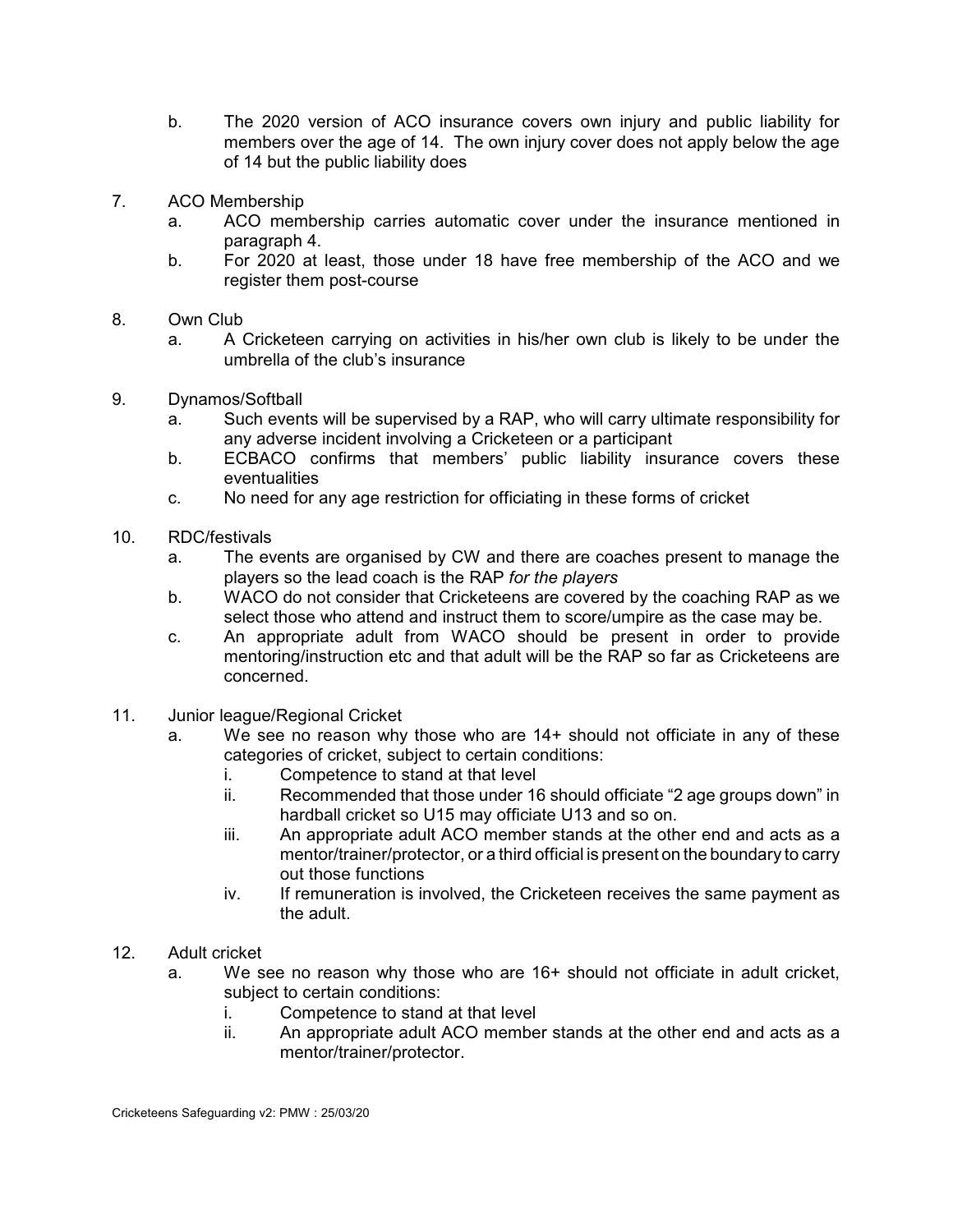b. The 2020 version of ACO insurance covers own injury and public liability for members over the age of 14. The own injury cover does not apply below the age of 14 but the public liability does

7. ACO Membership
   a. ACO membership carries automatic cover under the insurance mentioned in paragraph 4.
   b. For 2020 at least, those under 18 have free membership of the ACO and we register them post-course

8. Own Club
   a. A Cricketeen carrying on activities in his/her own club is likely to be under the umbrella of the club's insurance

9. Dynamos/Softball
   a. Such events will be supervised by a RAP, who will carry ultimate responsibility for any adverse incident involving a Cricketeen or a participant
   b. ECBACO confirms that members' public liability insurance covers these eventualities
   c. No need for any age restriction for officiating in these forms of cricket

10. RDC/festivals
    a. The events are organised by CW and there are coaches present to manage the players so the lead coach is the RAP *for the players*
    b. WACO do not consider that Cricketeens are covered by the coaching RAP as we select those who attend and instruct them to score/umpire as the case may be.
    c. An appropriate adult from WACO should be present in order to provide mentoring/instruction etc and that adult will be the RAP so far as Cricketeens are concerned.

11. Junior league/Regional Cricket
    a. We see no reason why those who are 14+ should not officiate in any of these categories of cricket, subject to certain conditions:
       i. Competence to stand at that level
       ii. Recommended that those under 16 should officiate "2 age groups down" in hardball cricket so U15 may officiate U13 and so on.
       iii. An appropriate adult ACO member stands at the other end and acts as a mentor/trainer/protector, or a third official is present on the boundary to carry out those functions
       iv. If remuneration is involved, the Cricketeen receives the same payment as the adult.

12. Adult cricket
    a. We see no reason why those who are 16+ should not officiate in adult cricket, subject to certain conditions:
       i. Competence to stand at that level
       ii. An appropriate adult ACO member stands at the other end and acts as a mentor/trainer/protector.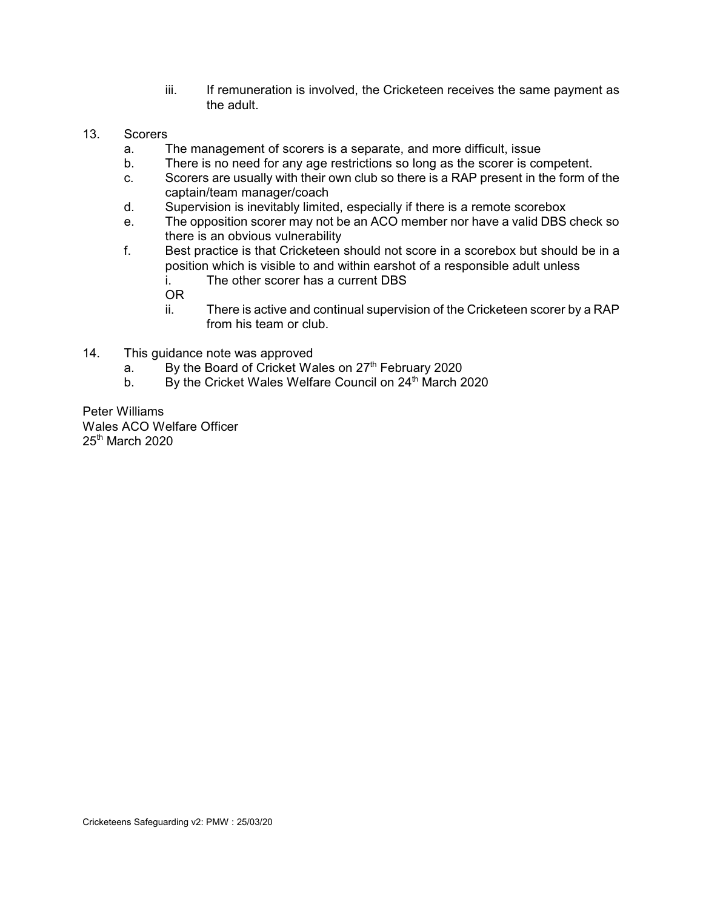iii. If remuneration is involved, the Cricketeen receives the same payment as the adult.

13. Scorers
    a. The management of scorers is a separate, and more difficult, issue
    b. There is no need for any age restrictions so long as the scorer is competent.
    c. Scorers are usually with their own club so there is a RAP present in the form of the captain/team manager/coach
    d. Supervision is inevitably limited, especially if there is a remote scorebox
    e. The opposition scorer may not be an ACO member nor have a valid DBS check so there is an obvious vulnerability
    f. Best practice is that Cricketeen should not score in a scorebox but should be in a position which is visible to and within earshot of a responsible adult unless
       i. The other scorer has a current DBS

       OR

       ii. There is active and continual supervision of the Cricketeen scorer by a RAP from his team or club.

14. This guidance note was approved
    a. By the Board of Cricket Wales on 27th February 2020
    b. By the Cricket Wales Welfare Council on 24th March 2020

Peter Williams
Wales ACO Welfare Officer
25th March 2020